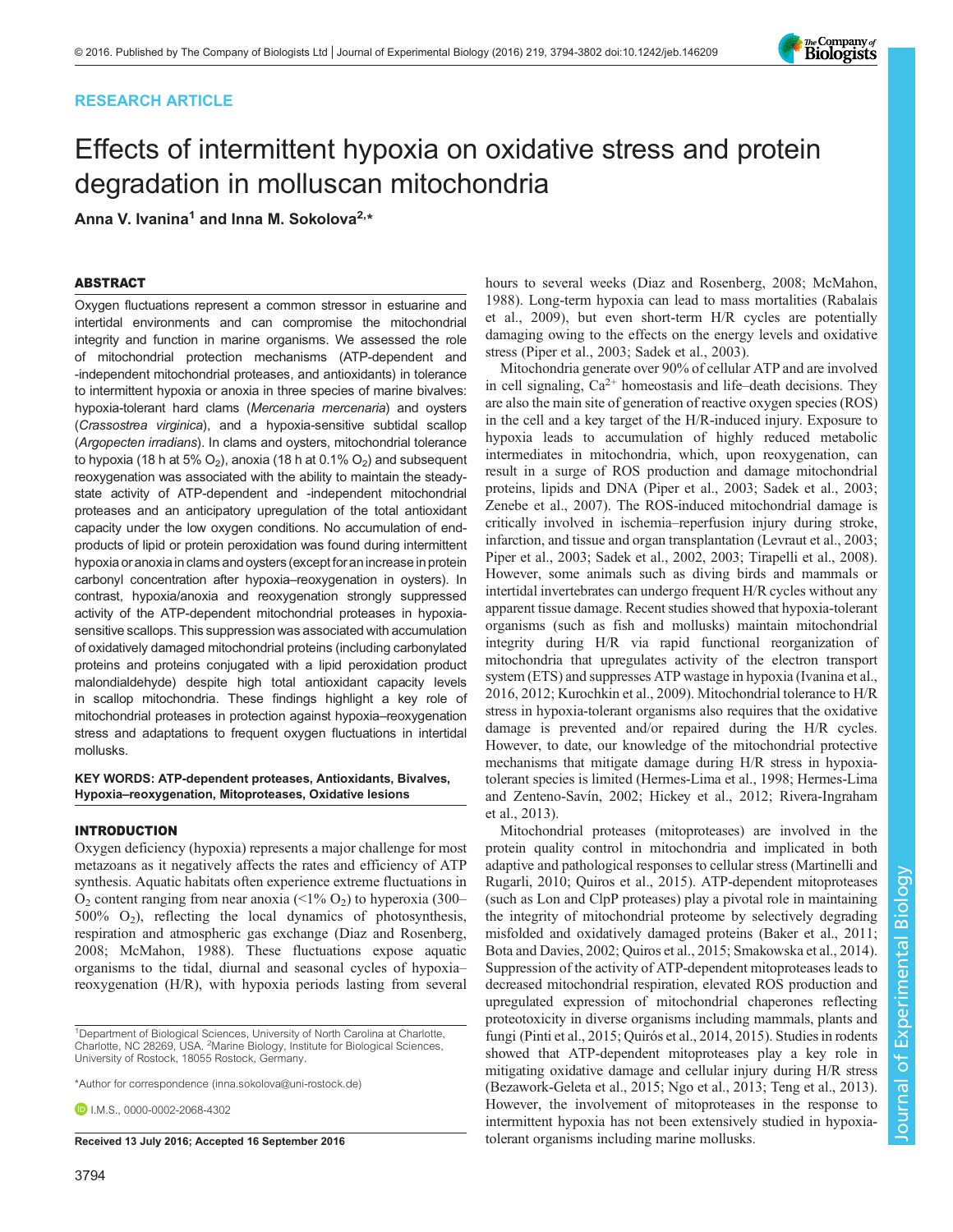RESEARCH ARTICLE

# Effects of intermittent hypoxia on oxidative stress and protein degradation in molluscan mitochondria

Anna V. Ivanina[1] and Inna M. Sokolova[2,*]

## ABSTRACT

Oxygen fluctuations represent a common stressor in estuarine and intertidal environments and can compromise the mitochondrial integrity and function in marine organisms. We assessed the role of mitochondrial protection mechanisms (ATP-dependent and -independent mitochondrial proteases, and antioxidants) in tolerance to intermittent hypoxia or anoxia in three species of marine bivalves: hypoxia-tolerant hard clams (*Mercenaria mercenaria*) and oysters (*Crassostrea virginica*), and a hypoxia-sensitive subtidal scallop (*Argopecten irradians*). In clams and oysters, mitochondrial tolerance to hypoxia (18 h at 5% $O_2$), anoxia (18 h at 0.1% $O_2$) and subsequent reoxygenation was associated with the ability to maintain the steady-state activity of ATP-dependent and -independent mitochondrial proteases and an anticipatory upregulation of the total antioxidant capacity under the low oxygen conditions. No accumulation of end-products of lipid or protein peroxidation was found during intermittent hypoxia or anoxia in clams and oysters (except for an increase in protein carbonyl concentration after hypoxia–reoxygenation in oysters). In contrast, hypoxia/anoxia and reoxygenation strongly suppressed activity of the ATP-dependent mitochondrial proteases in hypoxia-sensitive scallops. This suppression was associated with accumulation of oxidatively damaged mitochondrial proteins (including carbonylated proteins and proteins conjugated with a lipid peroxidation product malondialdehyde) despite high total antioxidant capacity levels in scallop mitochondria. These findings highlight a key role of mitochondrial proteases in protection against hypoxia–reoxygenation stress and adaptations to frequent oxygen fluctuations in intertidal mollusks.

**KEY WORDS: ATP-dependent proteases, Antioxidants, Bivalves, Hypoxia–reoxygenation, Mitoproteases, Oxidative lesions**

## INTRODUCTION

Oxygen deficiency (hypoxia) represents a major challenge for most metazoans as it negatively affects the rates and efficiency of ATP synthesis. Aquatic habitats often experience extreme fluctuations in $O_2$ content ranging from near anoxia (<1% $O_2$) to hyperoxia (300–500% $O_2$), reflecting the local dynamics of photosynthesis, respiration and atmospheric gas exchange (Diaz and Rosenberg, 2008; McMahon, 1988). These fluctuations expose aquatic organisms to the tidal, diurnal and seasonal cycles of hypoxia–reoxygenation (H/R), with hypoxia periods lasting from several hours to several weeks (Diaz and Rosenberg, 2008; McMahon, 1988). Long-term hypoxia can lead to mass mortalities (Rabalais et al., 2009), but even short-term H/R cycles are potentially damaging owing to the effects on the energy levels and oxidative stress (Piper et al., 2003; Sadek et al., 2003).

Mitochondria generate over 90% of cellular ATP and are involved in cell signaling, $Ca^{2+}$ homeostasis and life–death decisions. They are also the main site of generation of reactive oxygen species (ROS) in the cell and a key target of the H/R-induced injury. Exposure to hypoxia leads to accumulation of highly reduced metabolic intermediates in mitochondria, which, upon reoxygenation, can result in a surge of ROS production and damage mitochondrial proteins, lipids and DNA (Piper et al., 2003; Sadek et al., 2003; Zenebe et al., 2007). The ROS-induced mitochondrial damage is critically involved in ischemia–reperfusion injury during stroke, infarction, and tissue and organ transplantation (Levraut et al., 2003; Piper et al., 2003; Sadek et al., 2002, 2003; Tirapelli et al., 2008). However, some animals such as diving birds and mammals or intertidal invertebrates can undergo frequent H/R cycles without any apparent tissue damage. Recent studies showed that hypoxia-tolerant organisms (such as fish and mollusks) maintain mitochondrial integrity during H/R via rapid functional reorganization of mitochondria that upregulates activity of the electron transport system (ETS) and suppresses ATP wastage in hypoxia (Ivanina et al., 2016, 2012; Kurochkin et al., 2009). Mitochondrial tolerance to H/R stress in hypoxia-tolerant organisms also requires that the oxidative damage is prevented and/or repaired during the H/R cycles. However, to date, our knowledge of the mitochondrial protective mechanisms that mitigate damage during H/R stress in hypoxia-tolerant species is limited (Hermes-Lima et al., 1998; Hermes-Lima and Zenteno-Savín, 2002; Hickey et al., 2012; Rivera-Ingraham et al., 2013).

Mitochondrial proteases (mitoproteases) are involved in the protein quality control in mitochondria and implicated in both adaptive and pathological responses to cellular stress (Martinelli and Rugarli, 2010; Quiros et al., 2015). ATP-dependent mitoproteases (such as Lon and ClpP proteases) play a pivotal role in maintaining the integrity of mitochondrial proteome by selectively degrading misfolded and oxidatively damaged proteins (Baker et al., 2011; Bota and Davies, 2002; Quiros et al., 2015; Smakowska et al., 2014). Suppression of the activity of ATP-dependent mitoproteases leads to decreased mitochondrial respiration, elevated ROS production and upregulated expression of mitochondrial chaperones reflecting proteotoxicity in diverse organisms including mammals, plants and fungi (Pinti et al., 2015; Quirós et al., 2014, 2015). Studies in rodents showed that ATP-dependent mitoproteases play a key role in mitigating oxidative damage and cellular injury during H/R stress (Bezawork-Geleta et al., 2015; Ngo et al., 2013; Teng et al., 2013). However, the involvement of mitoproteases in the response to intermittent hypoxia has not been extensively studied in hypoxia-tolerant organisms including marine mollusks.

[1]Department of Biological Sciences, University of North Carolina at Charlotte, Charlotte, NC 28269, USA. [2]Marine Biology, Institute for Biological Sciences, University of Rostock, 18055 Rostock, Germany.

*Author for correspondence (inna.sokolova@uni-rostock.de)

I.M.S., 0000-0002-2068-4302

Received 13 July 2016; Accepted 16 September 2016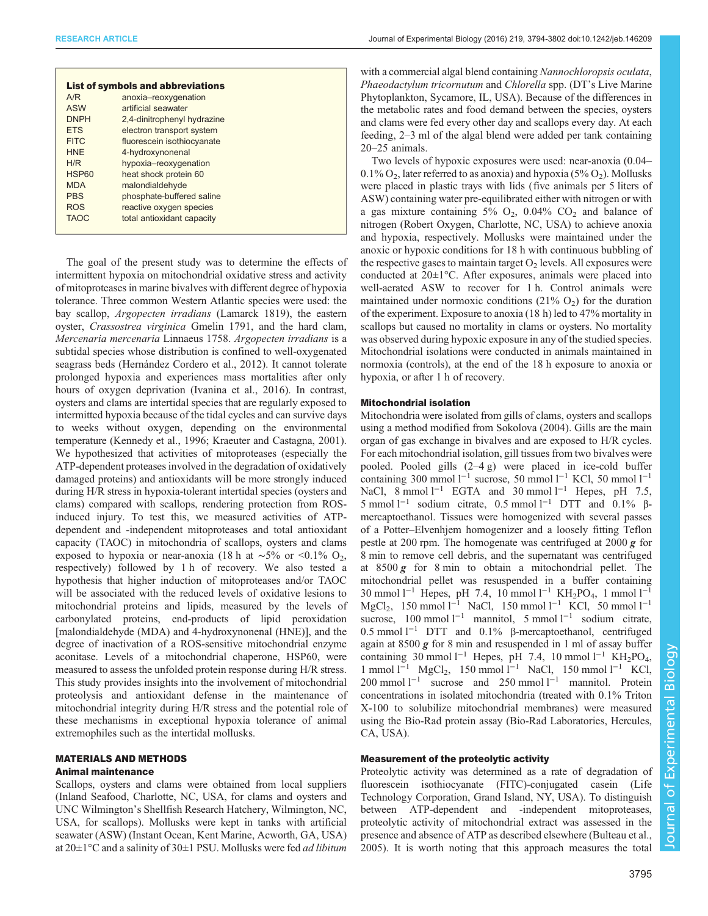**List of symbols and abbreviations**

| | |
|---|---|
| A/R | anoxia–reoxygenation |
| ASW | artificial seawater |
| DNPH | 2,4-dinitrophenyl hydrazine |
| ETS | electron transport system |
| FITC | fluorescein isothiocyanate |
| HNE | 4-hydroxynonenal |
| H/R | hypoxia–reoxygenation |
| HSP60 | heat shock protein 60 |
| MDA | malondialdehyde |
| PBS | phosphate-buffered saline |
| ROS | reactive oxygen species |
| TAOC | total antioxidant capacity |

The goal of the present study was to determine the effects of intermittent hypoxia on mitochondrial oxidative stress and activity of mitoproteases in marine bivalves with different degree of hypoxia tolerance. Three common Western Atlantic species were used: the bay scallop, *Argopecten irradians* (Lamarck 1819), the eastern oyster, *Crassostrea virginica* Gmelin 1791, and the hard clam, *Mercenaria mercenaria* Linnaeus 1758. *Argopecten irradians* is a subtidal species whose distribution is confined to well-oxygenated seagrass beds (Hernández Cordero et al., 2012). It cannot tolerate prolonged hypoxia and experiences mass mortalities after only hours of oxygen deprivation (Ivanina et al., 2016). In contrast, oysters and clams are intertidal species that are regularly exposed to intermitted hypoxia because of the tidal cycles and can survive days to weeks without oxygen, depending on the environmental temperature (Kennedy et al., 1996; Kraeuter and Castagna, 2001). We hypothesized that activities of mitoproteases (especially the ATP-dependent proteases involved in the degradation of oxidatively damaged proteins) and antioxidants will be more strongly induced during H/R stress in hypoxia-tolerant intertidal species (oysters and clams) compared with scallops, rendering protection from ROS-induced injury. To test this, we measured activities of ATP-dependent and -independent mitoproteases and total antioxidant capacity (TAOC) in mitochondria of scallops, oysters and clams exposed to hypoxia or near-anoxia (18 h at ~5% or <0.1% $O_2$, respectively) followed by 1 h of recovery. We also tested a hypothesis that higher induction of mitoproteases and/or TAOC will be associated with the reduced levels of oxidative lesions to mitochondrial proteins and lipids, measured by the levels of carbonylated proteins, end-products of lipid peroxidation [malondialdehyde (MDA) and 4-hydroxynonenal (HNE)], and the degree of inactivation of a ROS-sensitive mitochondrial enzyme aconitase. Levels of a mitochondrial chaperone, HSP60, were measured to assess the unfolded protein response during H/R stress. This study provides insights into the involvement of mitochondrial proteolysis and antioxidant defense in the maintenance of mitochondrial integrity during H/R stress and the potential role of these mechanisms in exceptional hypoxia tolerance of animal extremophiles such as the intertidal mollusks.

## MATERIALS AND METHODS

### Animal maintenance

Scallops, oysters and clams were obtained from local suppliers (Inland Seafood, Charlotte, NC, USA, for clams and oysters and UNC Wilmington's Shellfish Research Hatchery, Wilmington, NC, USA, for scallops). Mollusks were kept in tanks with artificial seawater (ASW) (Instant Ocean, Kent Marine, Acworth, GA, USA) at 20±1°C and a salinity of 30±1 PSU. Mollusks were fed *ad libitum* with a commercial algal blend containing *Nannochloropsis oculata*, *Phaeodactylum tricornutum* and *Chlorella* spp. (DT's Live Marine Phytoplankton, Sycamore, IL, USA). Because of the differences in the metabolic rates and food demand between the species, oysters and clams were fed every other day and scallops every day. At each feeding, 2–3 ml of the algal blend were added per tank containing 20–25 animals.

Two levels of hypoxic exposures were used: near-anoxia (0.04–0.1% $O_2$, later referred to as anoxia) and hypoxia (5% $O_2$). Mollusks were placed in plastic trays with lids (five animals per 5 liters of ASW) containing water pre-equilibrated either with nitrogen or with a gas mixture containing 5% $O_2$, 0.04% $CO_2$ and balance of nitrogen (Robert Oxygen, Charlotte, NC, USA) to achieve anoxia and hypoxia, respectively. Mollusks were maintained under the anoxic or hypoxic conditions for 18 h with continuous bubbling of the respective gases to maintain target $O_2$ levels. All exposures were conducted at 20±1°C. After exposures, animals were placed into well-aerated ASW to recover for 1 h. Control animals were maintained under normoxic conditions (21% $O_2$) for the duration of the experiment. Exposure to anoxia (18 h) led to 47% mortality in scallops but caused no mortality in clams or oysters. No mortality was observed during hypoxic exposure in any of the studied species. Mitochondrial isolations were conducted in animals maintained in normoxia (controls), at the end of the 18 h exposure to anoxia or hypoxia, or after 1 h of recovery.

### Mitochondrial isolation

Mitochondria were isolated from gills of clams, oysters and scallops using a method modified from Sokolova (2004). Gills are the main organ of gas exchange in bivalves and are exposed to H/R cycles. For each mitochondrial isolation, gill tissues from two bivalves were pooled. Pooled gills (2–4 g) were placed in ice-cold buffer containing 300 mmol $l^{-1}$ sucrose, 50 mmol $l^{-1}$ KCl, 50 mmol $l^{-1}$ NaCl, 8 mmol $l^{-1}$ EGTA and 30 mmol $l^{-1}$ Hepes, pH 7.5, 5 mmol $l^{-1}$ sodium citrate, 0.5 mmol $l^{-1}$ DTT and 0.1% β-mercaptoethanol. Tissues were homogenized with several passes of a Potter–Elvenhjem homogenizer and a loosely fitting Teflon pestle at 200 rpm. The homogenate was centrifuged at 2000 ***g*** for 8 min to remove cell debris, and the supernatant was centrifuged at 8500 ***g*** for 8 min to obtain a mitochondrial pellet. The mitochondrial pellet was resuspended in a buffer containing 30 mmol $l^{-1}$ Hepes, pH 7.4, 10 mmol $l^{-1}$ $KH_2PO_4$, 1 mmol $l^{-1}$ $MgCl_2$, 150 mmol $l^{-1}$ NaCl, 150 mmol $l^{-1}$ KCl, 50 mmol $l^{-1}$ sucrose, 100 mmol $l^{-1}$ mannitol, 5 mmol $l^{-1}$ sodium citrate, 0.5 mmol $l^{-1}$ DTT and 0.1% β-mercaptoethanol, centrifuged again at 8500 ***g*** for 8 min and resuspended in 1 ml of assay buffer containing 30 mmol $l^{-1}$ Hepes, pH 7.4, 10 mmol $l^{-1}$ $KH_2PO_4$, 1 mmol $l^{-1}$ $MgCl_2$, 150 mmol $l^{-1}$ NaCl, 150 mmol $l^{-1}$ KCl, 200 mmol $l^{-1}$ sucrose and 250 mmol $l^{-1}$ mannitol. Protein concentrations in isolated mitochondria (treated with 0.1% Triton X-100 to solubilize mitochondrial membranes) were measured using the Bio-Rad protein assay (Bio-Rad Laboratories, Hercules, CA, USA).

### Measurement of the proteolytic activity

Proteolytic activity was determined as a rate of degradation of fluorescein isothiocyanate (FITC)-conjugated casein (Life Technology Corporation, Grand Island, NY, USA). To distinguish between ATP-dependent and -independent mitoproteases, proteolytic activity of mitochondrial extract was assessed in the presence and absence of ATP as described elsewhere (Bulteau et al., 2005). It is worth noting that this approach measures the total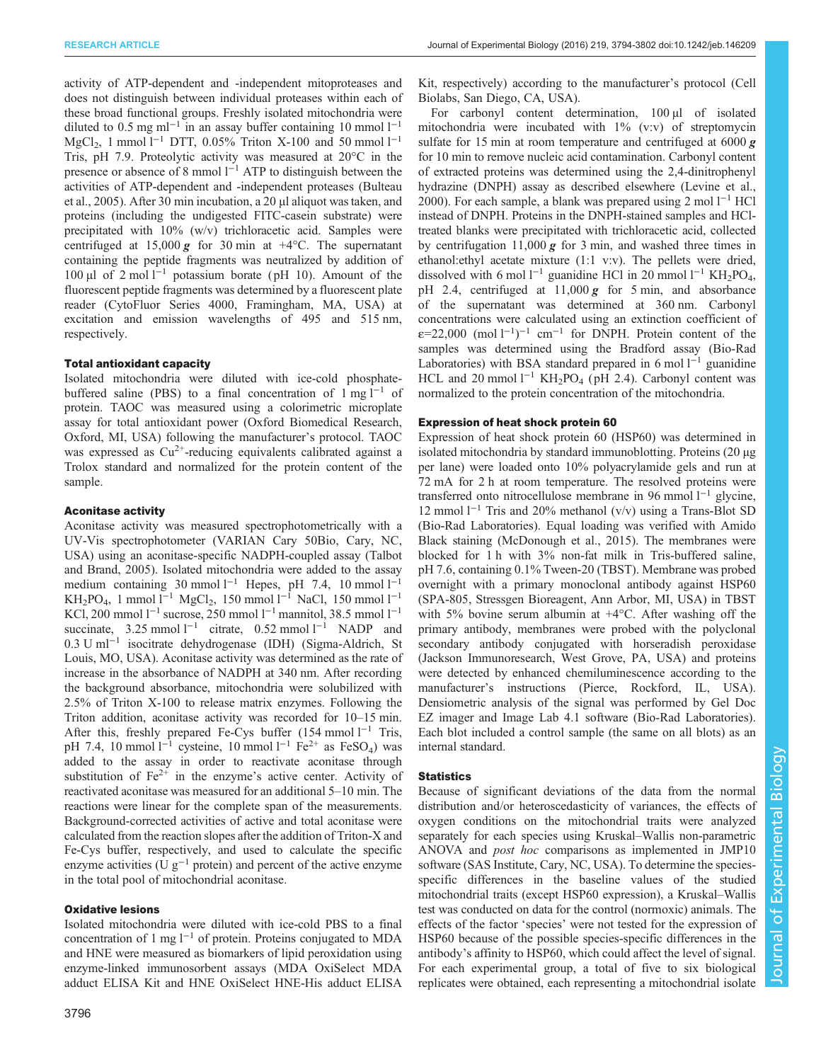activity of ATP-dependent and -independent mitoproteases and does not distinguish between individual proteases within each of these broad functional groups. Freshly isolated mitochondria were diluted to 0.5 mg ml$^{-1}$ in an assay buffer containing 10 mmol l$^{-1}$ $MgCl_2$, 1 mmol l$^{-1}$ DTT, 0.05% Triton X-100 and 50 mmol l$^{-1}$ Tris, pH 7.9. Proteolytic activity was measured at 20°C in the presence or absence of 8 mmol l$^{-1}$ ATP to distinguish between the activities of ATP-dependent and -independent proteases (Bulteau et al., 2005). After 30 min incubation, a 20 µl aliquot was taken, and proteins (including the undigested FITC-casein substrate) were precipitated with 10% (w/v) trichloracetic acid. Samples were centrifuged at 15,000 ***g*** for 30 min at +4°C. The supernatant containing the peptide fragments was neutralized by addition of 100 µl of 2 mol l$^{-1}$ potassium borate (pH 10). Amount of the fluorescent peptide fragments was determined by a fluorescent plate reader (CytoFluor Series 4000, Framingham, MA, USA) at excitation and emission wavelengths of 495 and 515 nm, respectively.

### Total antioxidant capacity

Isolated mitochondria were diluted with ice-cold phosphate-buffered saline (PBS) to a final concentration of 1 mg l$^{-1}$ of protein. TAOC was measured using a colorimetric microplate assay for total antioxidant power (Oxford Biomedical Research, Oxford, MI, USA) following the manufacturer's protocol. TAOC was expressed as $Cu^{2+}$-reducing equivalents calibrated against a Trolox standard and normalized for the protein content of the sample.

### Aconitase activity

Aconitase activity was measured spectrophotometrically with a UV-Vis spectrophotometer (VARIAN Cary 50Bio, Cary, NC, USA) using an aconitase-specific NADPH-coupled assay (Talbot and Brand, 2005). Isolated mitochondria were added to the assay medium containing 30 mmol l$^{-1}$ Hepes, pH 7.4, 10 mmol l$^{-1}$ $KH_2PO_4$, 1 mmol l$^{-1}$ $MgCl_2$, 150 mmol l$^{-1}$ NaCl, 150 mmol l$^{-1}$ KCl, 200 mmol l$^{-1}$ sucrose, 250 mmol l$^{-1}$ mannitol, 38.5 mmol l$^{-1}$ succinate, 3.25 mmol l$^{-1}$ citrate, 0.52 mmol l$^{-1}$ NADP and 0.3 U ml$^{-1}$ isocitrate dehydrogenase (IDH) (Sigma-Aldrich, St Louis, MO, USA). Aconitase activity was determined as the rate of increase in the absorbance of NADPH at 340 nm. After recording the background absorbance, mitochondria were solubilized with 2.5% of Triton X-100 to release matrix enzymes. Following the Triton addition, aconitase activity was recorded for 10–15 min. After this, freshly prepared Fe-Cys buffer (154 mmol l$^{-1}$ Tris, pH 7.4, 10 mmol l$^{-1}$ cysteine, 10 mmol l$^{-1}$ $Fe^{2+}$ as $FeSO_4$) was added to the assay in order to reactivate aconitase through substitution of $Fe^{2+}$ in the enzyme's active center. Activity of reactivated aconitase was measured for an additional 5–10 min. The reactions were linear for the complete span of the measurements. Background-corrected activities of active and total aconitase were calculated from the reaction slopes after the addition of Triton-X and Fe-Cys buffer, respectively, and used to calculate the specific enzyme activities (U g$^{-1}$ protein) and percent of the active enzyme in the total pool of mitochondrial aconitase.

### Oxidative lesions

Isolated mitochondria were diluted with ice-cold PBS to a final concentration of 1 mg l$^{-1}$ of protein. Proteins conjugated to MDA and HNE were measured as biomarkers of lipid peroxidation using enzyme-linked immunosorbent assays (MDA OxiSelect MDA adduct ELISA Kit and HNE OxiSelect HNE-His adduct ELISA Kit, respectively) according to the manufacturer's protocol (Cell Biolabs, San Diego, CA, USA).

For carbonyl content determination, 100 µl of isolated mitochondria were incubated with 1% (v:v) of streptomycin sulfate for 15 min at room temperature and centrifuged at 6000 ***g*** for 10 min to remove nucleic acid contamination. Carbonyl content of extracted proteins was determined using the 2,4-dinitrophenyl hydrazine (DNPH) assay as described elsewhere (Levine et al., 2000). For each sample, a blank was prepared using 2 mol l$^{-1}$ HCl instead of DNPH. Proteins in the DNPH-stained samples and HCl-treated blanks were precipitated with trichloracetic acid, collected by centrifugation 11,000 ***g*** for 3 min, and washed three times in ethanol:ethyl acetate mixture (1:1 v:v). The pellets were dried, dissolved with 6 mol l$^{-1}$ guanidine HCl in 20 mmol l$^{-1}$ $KH_2PO_4$, pH 2.4, centrifuged at 11,000 ***g*** for 5 min, and absorbance of the supernatant was determined at 360 nm. Carbonyl concentrations were calculated using an extinction coefficient of $\varepsilon$=22,000 (mol l$^{-1}$)$^{-1}$ cm$^{-1}$ for DNPH. Protein content of the samples was determined using the Bradford assay (Bio-Rad Laboratories) with BSA standard prepared in 6 mol l$^{-1}$ guanidine HCL and 20 mmol l$^{-1}$ $KH_2PO_4$ (pH 2.4). Carbonyl content was normalized to the protein concentration of the mitochondria.

### Expression of heat shock protein 60

Expression of heat shock protein 60 (HSP60) was determined in isolated mitochondria by standard immunoblotting. Proteins (20 µg per lane) were loaded onto 10% polyacrylamide gels and run at 72 mA for 2 h at room temperature. The resolved proteins were transferred onto nitrocellulose membrane in 96 mmol l$^{-1}$ glycine, 12 mmol l$^{-1}$ Tris and 20% methanol (v/v) using a Trans-Blot SD (Bio-Rad Laboratories). Equal loading was verified with Amido Black staining (McDonough et al., 2015). The membranes were blocked for 1 h with 3% non-fat milk in Tris-buffered saline, pH 7.6, containing 0.1% Tween-20 (TBST). Membrane was probed overnight with a primary monoclonal antibody against HSP60 (SPA-805, Stressgen Bioreagent, Ann Arbor, MI, USA) in TBST with 5% bovine serum albumin at +4°C. After washing off the primary antibody, membranes were probed with the polyclonal secondary antibody conjugated with horseradish peroxidase (Jackson Immunoresearch, West Grove, PA, USA) and proteins were detected by enhanced chemiluminescence according to the manufacturer's instructions (Pierce, Rockford, IL, USA). Densiometric analysis of the signal was performed by Gel Doc EZ imager and Image Lab 4.1 software (Bio-Rad Laboratories). Each blot included a control sample (the same on all blots) as an internal standard.

### Statistics

Because of significant deviations of the data from the normal distribution and/or heteroscedasticity of variances, the effects of oxygen conditions on the mitochondrial traits were analyzed separately for each species using Kruskal–Wallis non-parametric ANOVA and *post hoc* comparisons as implemented in JMP10 software (SAS Institute, Cary, NC, USA). To determine the species-specific differences in the baseline values of the studied mitochondrial traits (except HSP60 expression), a Kruskal–Wallis test was conducted on data for the control (normoxic) animals. The effects of the factor 'species' were not tested for the expression of HSP60 because of the possible species-specific differences in the antibody's affinity to HSP60, which could affect the level of signal. For each experimental group, a total of five to six biological replicates were obtained, each representing a mitochondrial isolate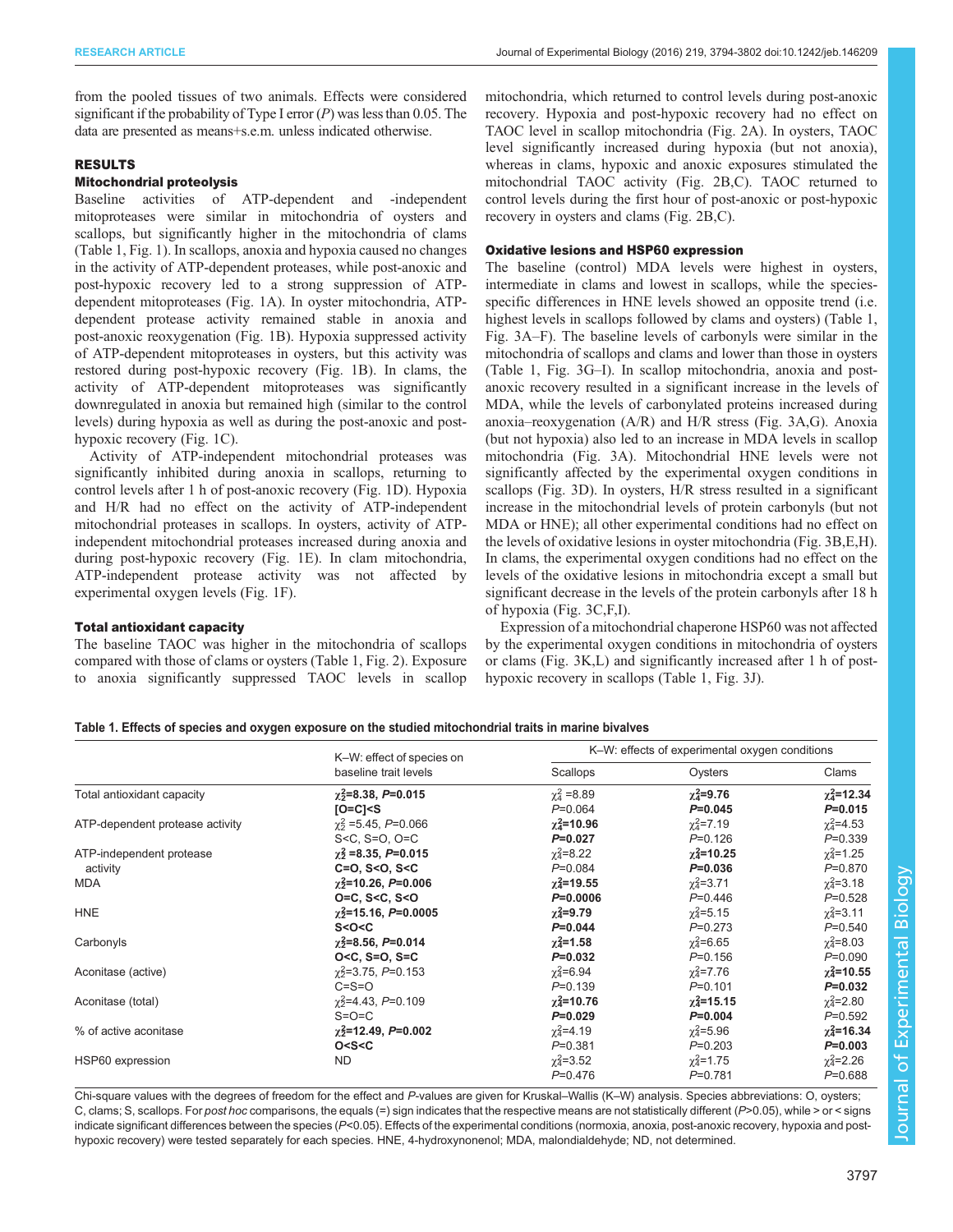from the pooled tissues of two animals. Effects were considered significant if the probability of Type I error ($P$) was less than 0.05. The data are presented as means+s.e.m. unless indicated otherwise.

## RESULTS

### Mitochondrial proteolysis

Baseline activities of ATP-dependent and -independent mitoproteases were similar in mitochondria of oysters and scallops, but significantly higher in the mitochondria of clams (Table 1, Fig. 1). In scallops, anoxia and hypoxia caused no changes in the activity of ATP-dependent proteases, while post-anoxic and post-hypoxic recovery led to a strong suppression of ATP-dependent mitoproteases (Fig. 1A). In oyster mitochondria, ATP-dependent protease activity remained stable in anoxia and post-anoxic reoxygenation (Fig. 1B). Hypoxia suppressed activity of ATP-dependent mitoproteases in oysters, but this activity was restored during post-hypoxic recovery (Fig. 1B). In clams, the activity of ATP-dependent mitoproteases was significantly downregulated in anoxia but remained high (similar to the control levels) during hypoxia as well as during the post-anoxic and post-hypoxic recovery (Fig. 1C).

Activity of ATP-independent mitochondrial proteases was significantly inhibited during anoxia in scallops, returning to control levels after 1 h of post-anoxic recovery (Fig. 1D). Hypoxia and H/R had no effect on the activity of ATP-independent mitochondrial proteases in scallops. In oysters, activity of ATP-independent mitochondrial proteases increased during anoxia and during post-hypoxic recovery (Fig. 1E). In clam mitochondria, ATP-independent protease activity was not affected by experimental oxygen levels (Fig. 1F).

### Total antioxidant capacity

The baseline TAOC was higher in the mitochondria of scallops compared with those of clams or oysters (Table 1, Fig. 2). Exposure to anoxia significantly suppressed TAOC levels in scallop mitochondria, which returned to control levels during post-anoxic recovery. Hypoxia and post-hypoxic recovery had no effect on TAOC level in scallop mitochondria (Fig. 2A). In oysters, TAOC level significantly increased during hypoxia (but not anoxia), whereas in clams, hypoxic and anoxic exposures stimulated the mitochondrial TAOC activity (Fig. 2B,C). TAOC returned to control levels during the first hour of post-anoxic or post-hypoxic recovery in oysters and clams (Fig. 2B,C).

### Oxidative lesions and HSP60 expression

The baseline (control) MDA levels were highest in oysters, intermediate in clams and lowest in scallops, while the species-specific differences in HNE levels showed an opposite trend (i.e. highest levels in scallops followed by clams and oysters) (Table 1, Fig. 3A–F). The baseline levels of carbonyls were similar in the mitochondria of scallops and clams and lower than those in oysters (Table 1, Fig. 3G–I). In scallop mitochondria, anoxia and post-anoxic recovery resulted in a significant increase in the levels of MDA, while the levels of carbonylated proteins increased during anoxia–reoxygenation (A/R) and H/R stress (Fig. 3A,G). Anoxia (but not hypoxia) also led to an increase in MDA levels in scallop mitochondria (Fig. 3A). Mitochondrial HNE levels were not significantly affected by the experimental oxygen conditions in scallops (Fig. 3D). In oysters, H/R stress resulted in a significant increase in the mitochondrial levels of protein carbonyls (but not MDA or HNE); all other experimental conditions had no effect on the levels of oxidative lesions in oyster mitochondria (Fig. 3B,E,H). In clams, the experimental oxygen conditions had no effect on the levels of the oxidative lesions in mitochondria except a small but significant decrease in the levels of the protein carbonyls after 18 h of hypoxia (Fig. 3C,F,I).

Expression of a mitochondrial chaperone HSP60 was not affected by the experimental oxygen conditions in mitochondria of oysters or clams (Fig. 3K,L) and significantly increased after 1 h of post-hypoxic recovery in scallops (Table 1, Fig. 3J).

**Table 1. Effects of species and oxygen exposure on the studied mitochondrial traits in marine bivalves**

| | K–W: effect of species on baseline trait levels | K–W: effects of experimental oxygen conditions | | |
|---|---|---|---|---|
| | | Scallops | Oysters | Clams |
| Total antioxidant capacity | **$\chi^2_2$=8.38, $P$=0.015** **[O=C]<S** | $\chi^2_4$ =8.89 $P$=0.064 | **$\chi^2_4$=9.76 $P$=0.045** | **$\chi^2_4$=12.34 $P$=0.015** |
| ATP-dependent protease activity | $\chi^2_2$ =5.45, $P$=0.066 S<C, S=O, O=C | **$\chi^2_4$=10.96 $P$=0.027** | $\chi^2_4$=7.19 $P$=0.126 | $\chi^2_4$=4.53 $P$=0.339 |
| ATP-independent protease activity | **$\chi^2_2$ =8.35, $P$=0.015** **C=O, S<O, S<C** | $\chi^2_4$=8.22 $P$=0.084 | **$\chi^2_4$=10.25 $P$=0.036** | $\chi^2_4$=1.25 $P$=0.870 |
| MDA | **$\chi^2_2$=10.26, $P$=0.006** **O=C, S<C, S<O** | **$\chi^2_4$=19.55 $P$=0.0006** | $\chi^2_4$=3.71 $P$=0.446 | $\chi^2_4$=3.18 $P$=0.528 |
| HNE | **$\chi^2_2$=15.16, $P$=0.0005** **S<O<C** | **$\chi^2_4$=9.79 $P$=0.044** | $\chi^2_4$=5.15 $P$=0.273 | $\chi^2_4$=3.11 $P$=0.540 |
| Carbonyls | **$\chi^2_2$=8.56, $P$=0.014** **O<C, S=O, S=C** | **$\chi^2_4$=1.58 $P$=0.032** | $\chi^2_4$=6.65 $P$=0.156 | $\chi^2_4$=8.03 $P$=0.090 |
| Aconitase (active) | $\chi^2_2$=3.75, $P$=0.153 C=S=O | $\chi^2_4$=6.94 $P$=0.139 | $\chi^2_4$=7.76 $P$=0.101 | **$\chi^2_4$=10.55 $P$=0.032** |
| Aconitase (total) | $\chi^2_2$=4.43, $P$=0.109 S=O=C | **$\chi^2_4$=10.76 $P$=0.029** | **$\chi^2_4$=15.15 $P$=0.004** | $\chi^2_4$=2.80 $P$=0.592 |
| % of active aconitase | **$\chi^2_2$=12.49, $P$=0.002** **O<S<C** | $\chi^2_4$=4.19 $P$=0.381 | $\chi^2_4$=5.96 $P$=0.203 | **$\chi^2_4$=16.34 $P$=0.003** |
| HSP60 expression | ND | $\chi^2_4$=3.52 $P$=0.476 | $\chi^2_4$=1.75 $P$=0.781 | $\chi^2_4$=2.26 $P$=0.688 |

Chi-square values with the degrees of freedom for the effect and $P$-values are given for Kruskal–Wallis (K–W) analysis. Species abbreviations: O, oysters; C, clams; S, scallops. For *post hoc* comparisons, the equals (=) sign indicates that the respective means are not statistically different ($P$>0.05), while > or < signs indicate significant differences between the species ($P$<0.05). Effects of the experimental conditions (normoxia, anoxia, post-anoxic recovery, hypoxia and post-hypoxic recovery) were tested separately for each species. HNE, 4-hydroxynonenol; MDA, malondialdehyde; ND, not determined.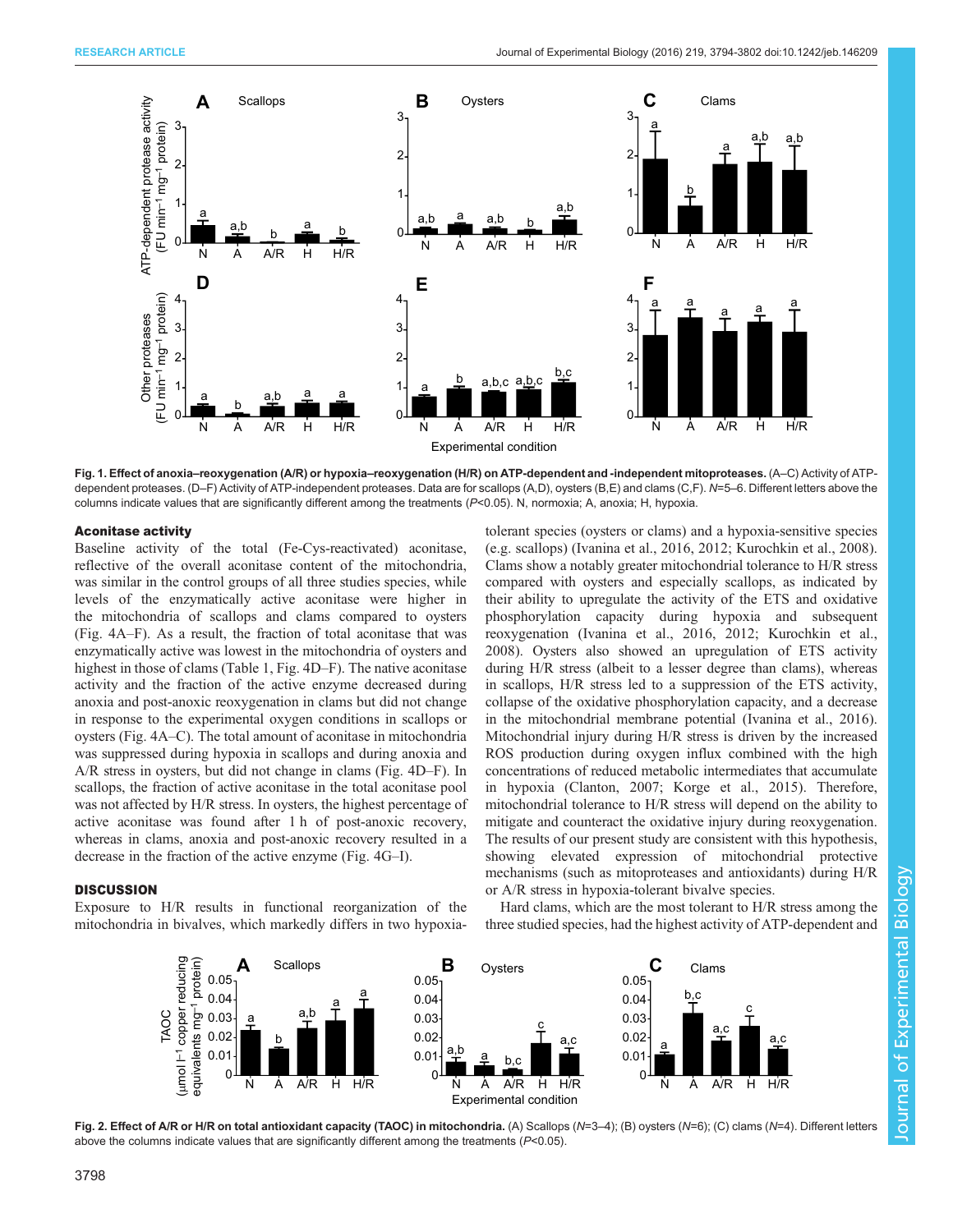Fig. 1. Effect of anoxia–reoxygenation (A/R) or hypoxia–reoxygenation (H/R) on ATP-dependent and -independent mitoproteases. (A–C) Activity of ATP-dependent proteases. (D–F) Activity of ATP-independent proteases. Data are for scallops (A,D), oysters (B,E) and clams (C,F). *N*=5–6. Different letters above the columns indicate values that are significantly different among the treatments (*P*<0.05). N, normoxia; A, anoxia; H, hypoxia.

### Aconitase activity

Baseline activity of the total (Fe-Cys-reactivated) aconitase, reflective of the overall aconitase content of the mitochondria, was similar in the control groups of all three studies species, while levels of the enzymatically active aconitase were higher in the mitochondria of scallops and clams compared to oysters (Fig. 4A–F). As a result, the fraction of total aconitase that was enzymatically active was lowest in the mitochondria of oysters and highest in those of clams (Table 1, Fig. 4D–F). The native aconitase activity and the fraction of the active enzyme decreased during anoxia and post-anoxic reoxygenation in clams but did not change in response to the experimental oxygen conditions in scallops or oysters (Fig. 4A–C). The total amount of aconitase in mitochondria was suppressed during hypoxia in scallops and during anoxia and A/R stress in oysters, but did not change in clams (Fig. 4D–F). In scallops, the fraction of active aconitase in the total aconitase pool was not affected by H/R stress. In oysters, the highest percentage of active aconitase was found after 1 h of post-anoxic recovery, whereas in clams, anoxia and post-anoxic recovery resulted in a decrease in the fraction of the active enzyme (Fig. 4G–I).

## DISCUSSION

Exposure to H/R results in functional reorganization of the mitochondria in bivalves, which markedly differs in two hypoxia-tolerant species (oysters or clams) and a hypoxia-sensitive species (e.g. scallops) (Ivanina et al., 2016, 2012; Kurochkin et al., 2008). Clams show a notably greater mitochondrial tolerance to H/R stress compared with oysters and especially scallops, as indicated by their ability to upregulate the activity of the ETS and oxidative phosphorylation capacity during hypoxia and subsequent reoxygenation (Ivanina et al., 2016, 2012; Kurochkin et al., 2008). Oysters also showed an upregulation of ETS activity during H/R stress (albeit to a lesser degree than clams), whereas in scallops, H/R stress led to a suppression of the ETS activity, collapse of the oxidative phosphorylation capacity, and a decrease in the mitochondrial membrane potential (Ivanina et al., 2016). Mitochondrial injury during H/R stress is driven by the increased ROS production during oxygen influx combined with the high concentrations of reduced metabolic intermediates that accumulate in hypoxia (Clanton, 2007; Korge et al., 2015). Therefore, mitochondrial tolerance to H/R stress will depend on the ability to mitigate and counteract the oxidative injury during reoxygenation. The results of our present study are consistent with this hypothesis, showing elevated expression of mitochondrial protective mechanisms (such as mitoproteases and antioxidants) during H/R or A/R stress in hypoxia-tolerant bivalve species.

Hard clams, which are the most tolerant to H/R stress among the three studied species, had the highest activity of ATP-dependent and

Fig. 2. Effect of A/R or H/R on total antioxidant capacity (TAOC) in mitochondria. (A) Scallops (*N*=3–4); (B) oysters (*N*=6); (C) clams (*N*=4). Different letters above the columns indicate values that are significantly different among the treatments (*P*<0.05).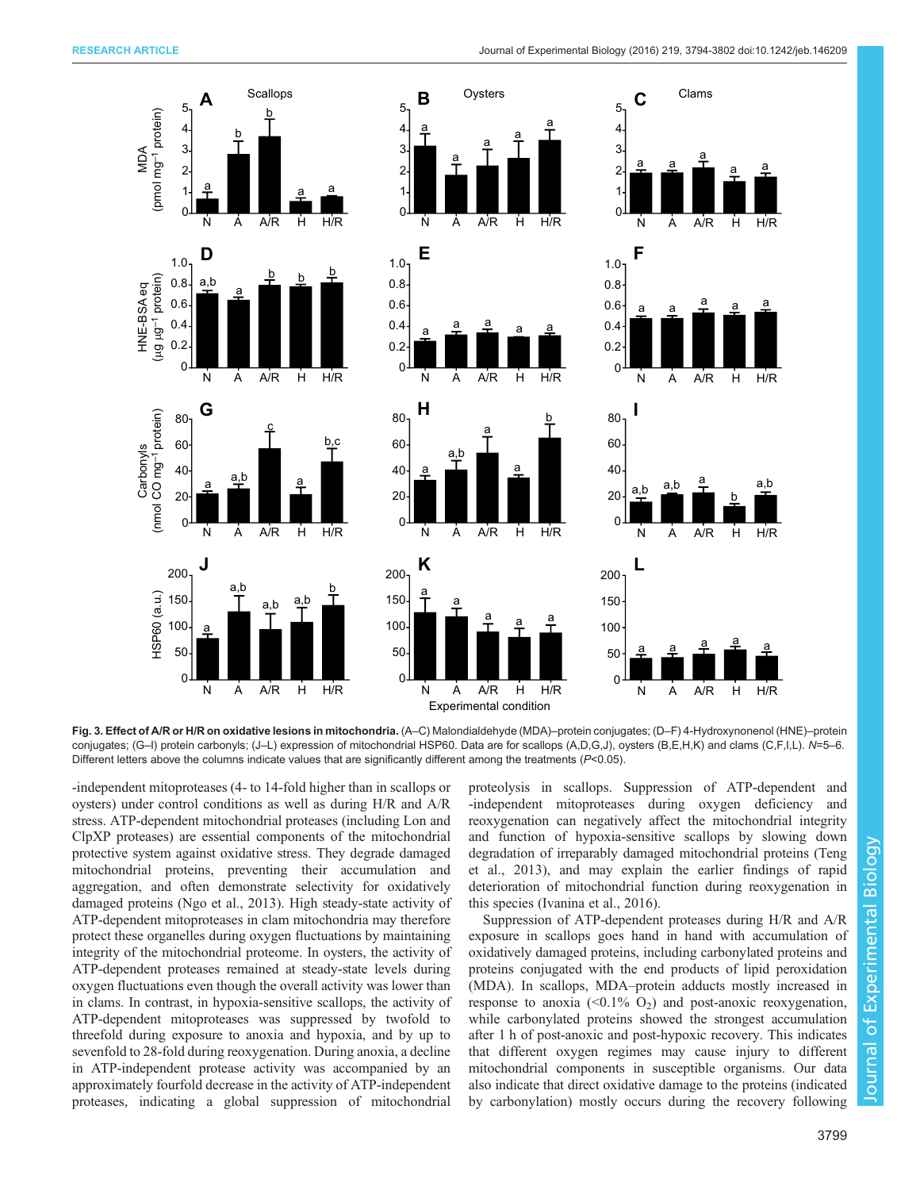**Fig. 3. Effect of A/R or H/R on oxidative lesions in mitochondria.** (A–C) Malondialdehyde (MDA)–protein conjugates; (D–F) 4-Hydroxynonenol (HNE)–protein conjugates; (G–I) protein carbonyls; (J–L) expression of mitochondrial HSP60. Data are for scallops (A,D,G,J), oysters (B,E,H,K) and clams (C,F,I,L). *N*=5–6. Different letters above the columns indicate values that are significantly different among the treatments ($P<0.05$).

-independent mitoproteases (4- to 14-fold higher than in scallops or oysters) under control conditions as well as during H/R and A/R stress. ATP-dependent mitochondrial proteases (including Lon and ClpXP proteases) are essential components of the mitochondrial protective system against oxidative stress. They degrade damaged mitochondrial proteins, preventing their accumulation and aggregation, and often demonstrate selectivity for oxidatively damaged proteins (Ngo et al., 2013). High steady-state activity of ATP-dependent mitoproteases in clam mitochondria may therefore protect these organelles during oxygen fluctuations by maintaining integrity of the mitochondrial proteome. In oysters, the activity of ATP-dependent proteases remained at steady-state levels during oxygen fluctuations even though the overall activity was lower than in clams. In contrast, in hypoxia-sensitive scallops, the activity of ATP-dependent mitoproteases was suppressed by twofold to threefold during exposure to anoxia and hypoxia, and by up to sevenfold to 28-fold during reoxygenation. During anoxia, a decline in ATP-independent protease activity was accompanied by an approximately fourfold decrease in the activity of ATP-independent proteases, indicating a global suppression of mitochondrial proteolysis in scallops. Suppression of ATP-dependent and -independent mitoproteases during oxygen deficiency and reoxygenation can negatively affect the mitochondrial integrity and function of hypoxia-sensitive scallops by slowing down degradation of irreparably damaged mitochondrial proteins (Teng et al., 2013), and may explain the earlier findings of rapid deterioration of mitochondrial function during reoxygenation in this species (Ivanina et al., 2016).

Suppression of ATP-dependent proteases during H/R and A/R exposure in scallops goes hand in hand with accumulation of oxidatively damaged proteins, including carbonylated proteins and proteins conjugated with the end products of lipid peroxidation (MDA). In scallops, MDA–protein adducts mostly increased in response to anoxia (<0.1% $O_2$) and post-anoxic reoxygenation, while carbonylated proteins showed the strongest accumulation after 1 h of post-anoxic and post-hypoxic recovery. This indicates that different oxygen regimes may cause injury to different mitochondrial components in susceptible organisms. Our data also indicate that direct oxidative damage to the proteins (indicated by carbonylation) mostly occurs during the recovery following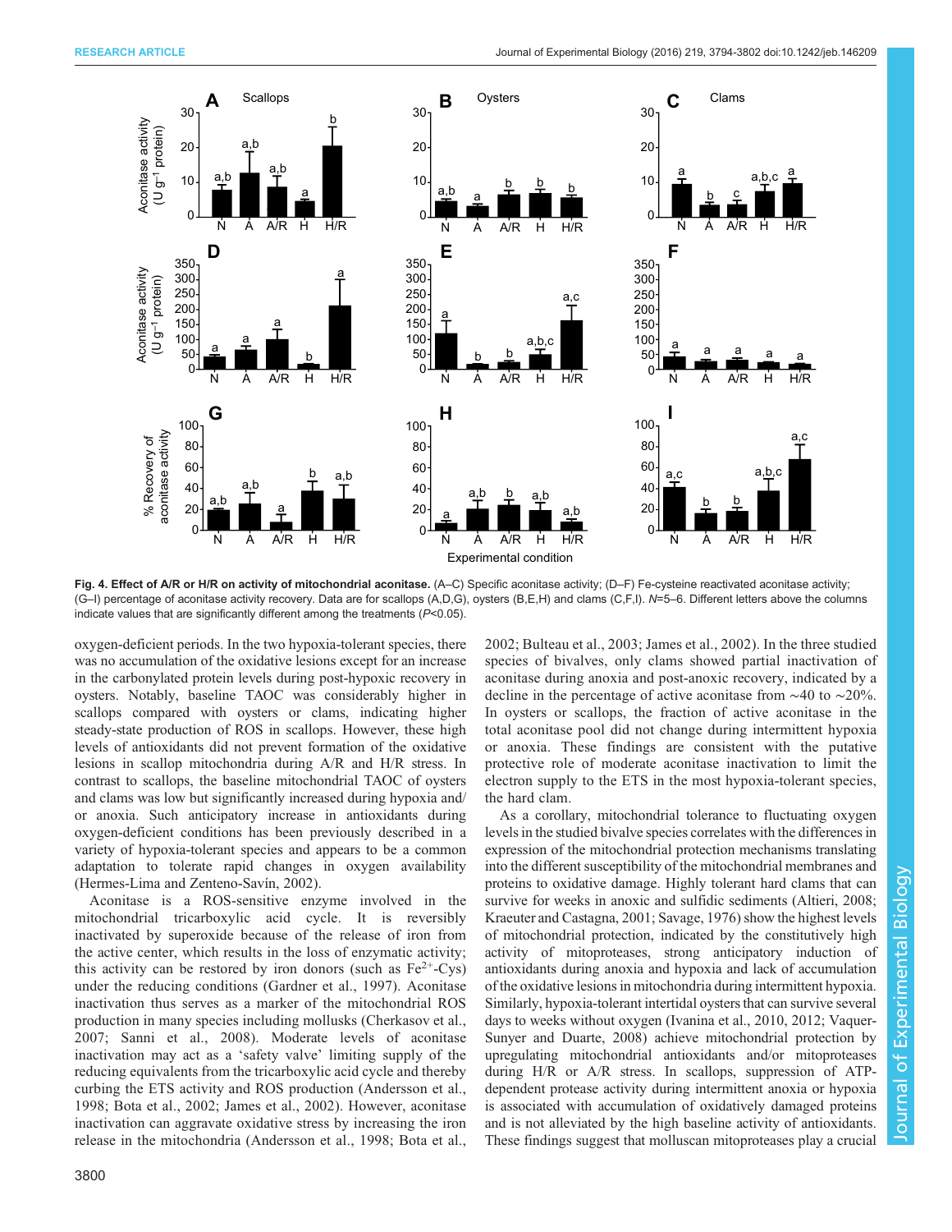**Fig. 4. Effect of A/R or H/R on activity of mitochondrial aconitase.** (A–C) Specific aconitase activity; (D–F) Fe-cysteine reactivated aconitase activity; (G–I) percentage of aconitase activity recovery. Data are for scallops (A,D,G), oysters (B,E,H) and clams (C,F,I). $N$=5–6. Different letters above the columns indicate values that are significantly different among the treatments ($P$<0.05).

oxygen-deficient periods. In the two hypoxia-tolerant species, there was no accumulation of the oxidative lesions except for an increase in the carbonylated protein levels during post-hypoxic recovery in oysters. Notably, baseline TAOC was considerably higher in scallops compared with oysters or clams, indicating higher steady-state production of ROS in scallops. However, these high levels of antioxidants did not prevent formation of the oxidative lesions in scallop mitochondria during A/R and H/R stress. In contrast to scallops, the baseline mitochondrial TAOC of oysters and clams was low but significantly increased during hypoxia and/or anoxia. Such anticipatory increase in antioxidants during oxygen-deficient conditions has been previously described in a variety of hypoxia-tolerant species and appears to be a common adaptation to tolerate rapid changes in oxygen availability (Hermes-Lima and Zenteno-Savín, 2002).

Aconitase is a ROS-sensitive enzyme involved in the mitochondrial tricarboxylic acid cycle. It is reversibly inactivated by superoxide because of the release of iron from the active center, which results in the loss of enzymatic activity; this activity can be restored by iron donors (such as $Fe^{2+}$-Cys) under the reducing conditions (Gardner et al., 1997). Aconitase inactivation thus serves as a marker of the mitochondrial ROS production in many species including mollusks (Cherkasov et al., 2007; Sanni et al., 2008). Moderate levels of aconitase inactivation may act as a 'safety valve' limiting supply of the reducing equivalents from the tricarboxylic acid cycle and thereby curbing the ETS activity and ROS production (Andersson et al., 1998; Bota et al., 2002; James et al., 2002). However, aconitase inactivation can aggravate oxidative stress by increasing the iron release in the mitochondria (Andersson et al., 1998; Bota et al., 2002; Bulteau et al., 2003; James et al., 2002). In the three studied species of bivalves, only clams showed partial inactivation of aconitase during anoxia and post-anoxic recovery, indicated by a decline in the percentage of active aconitase from ~40 to ~20%. In oysters or scallops, the fraction of active aconitase in the total aconitase pool did not change during intermittent hypoxia or anoxia. These findings are consistent with the putative protective role of moderate aconitase inactivation to limit the electron supply to the ETS in the most hypoxia-tolerant species, the hard clam.

As a corollary, mitochondrial tolerance to fluctuating oxygen levels in the studied bivalve species correlates with the differences in expression of the mitochondrial protection mechanisms translating into the different susceptibility of the mitochondrial membranes and proteins to oxidative damage. Highly tolerant hard clams that can survive for weeks in anoxic and sulfidic sediments (Altieri, 2008; Kraeuter and Castagna, 2001; Savage, 1976) show the highest levels of mitochondrial protection, indicated by the constitutively high activity of mitoproteases, strong anticipatory induction of antioxidants during anoxia and hypoxia and lack of accumulation of the oxidative lesions in mitochondria during intermittent hypoxia. Similarly, hypoxia-tolerant intertidal oysters that can survive several days to weeks without oxygen (Ivanina et al., 2010, 2012; Vaquer-Sunyer and Duarte, 2008) achieve mitochondrial protection by upregulating mitochondrial antioxidants and/or mitoproteases during H/R or A/R stress. In scallops, suppression of ATP-dependent protease activity during intermittent anoxia or hypoxia is associated with accumulation of oxidatively damaged proteins and is not alleviated by the high baseline activity of antioxidants. These findings suggest that molluscan mitoproteases play a crucial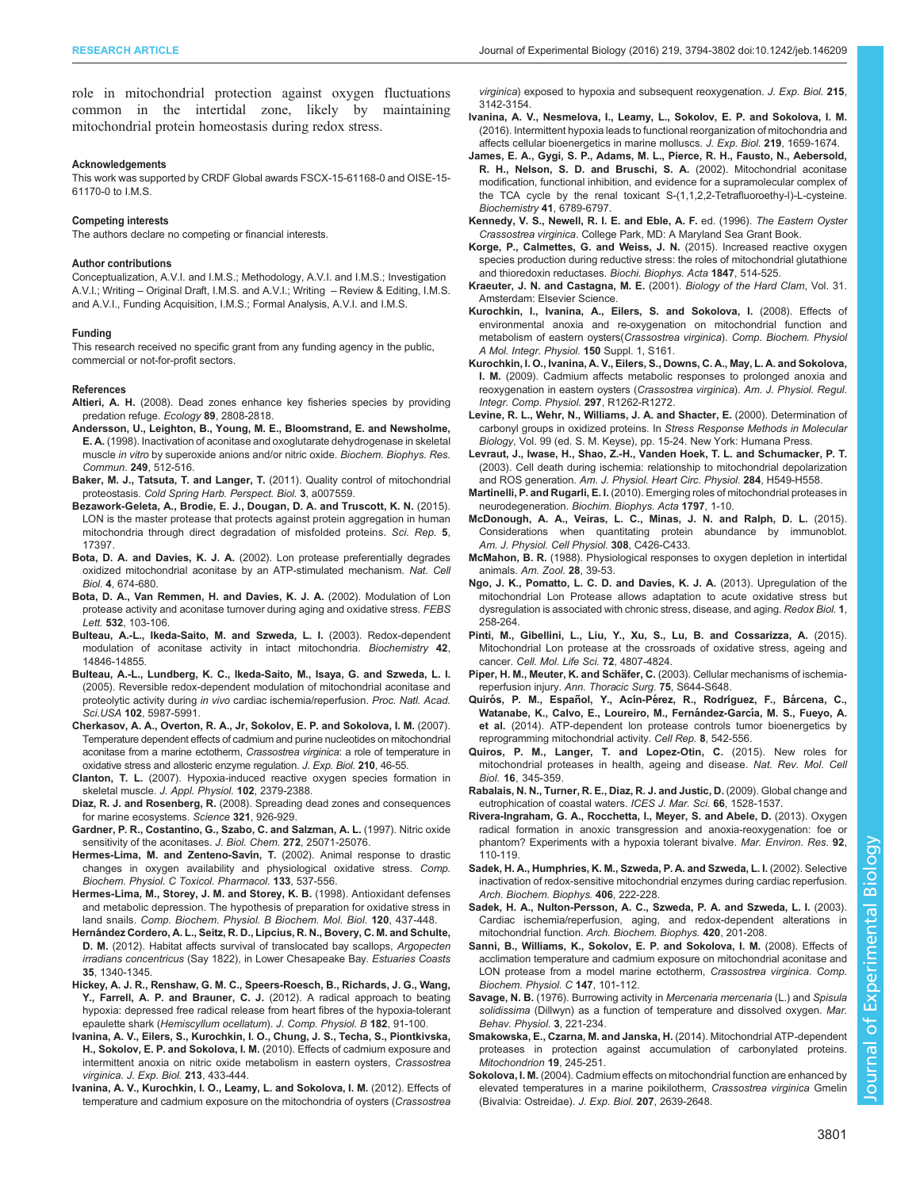role in mitochondrial protection against oxygen fluctuations common in the intertidal zone, likely by maintaining mitochondrial protein homeostasis during redox stress.

#### Acknowledgements

This work was supported by CRDF Global awards FSCX-15-61168-0 and OISE-15-61170-0 to I.M.S.

#### Competing interests

The authors declare no competing or financial interests.

#### Author contributions

Conceptualization, A.V.I. and I.M.S.; Methodology, A.V.I. and I.M.S.; Investigation A.V.I.; Writing – Original Draft, I.M.S. and A.V.I.; Writing – Review & Editing, I.M.S. and A.V.I., Funding Acquisition, I.M.S.; Formal Analysis, A.V.I. and I.M.S.

#### Funding

This research received no specific grant from any funding agency in the public, commercial or not-for-profit sectors.

#### References

**Altieri, A. H.** (2008). Dead zones enhance key fisheries species by providing predation refuge. *Ecology* **89**, 2808-2818.

**Andersson, U., Leighton, B., Young, M. E., Bloomstrand, E. and Newsholme, E. A.** (1998). Inactivation of aconitase and oxoglutarate dehydrogenase in skeletal muscle *in vitro* by superoxide anions and/or nitric oxide. *Biochem. Biophys. Res. Commun.* **249**, 512-516.

**Baker, M. J., Tatsuta, T. and Langer, T.** (2011). Quality control of mitochondrial proteostasis. *Cold Spring Harb. Perspect. Biol.* **3**, a007559.

**Bezawork-Geleta, A., Brodie, E. J., Dougan, D. A. and Truscott, K. N.** (2015). LON is the master protease that protects against protein aggregation in human mitochondria through direct degradation of misfolded proteins. *Sci. Rep.* **5**, 17397.

**Bota, D. A. and Davies, K. J. A.** (2002). Lon protease preferentially degrades oxidized mitochondrial aconitase by an ATP-stimulated mechanism. *Nat. Cell Biol.* **4**, 674-680.

**Bota, D. A., Van Remmen, H. and Davies, K. J. A.** (2002). Modulation of Lon protease activity and aconitase turnover during aging and oxidative stress. *FEBS Lett.* **532**, 103-106.

**Bulteau, A.-L., Ikeda-Saito, M. and Szweda, L. I.** (2003). Redox-dependent modulation of aconitase activity in intact mitochondria. *Biochemistry* **42**, 14846-14855.

**Bulteau, A.-L., Lundberg, K. C., Ikeda-Saito, M., Isaya, G. and Szweda, L. I.** (2005). Reversible redox-dependent modulation of mitochondrial aconitase and proteolytic activity during *in vivo* cardiac ischemia/reperfusion. *Proc. Natl. Acad. Sci.USA* **102**, 5987-5991.

**Cherkasov, A. A., Overton, R. A., Jr, Sokolov, E. P. and Sokolova, I. M.** (2007). Temperature dependent effects of cadmium and purine nucleotides on mitochondrial aconitase from a marine ectotherm, *Crassostrea virginica*: a role of temperature in oxidative stress and allosteric enzyme regulation. *J. Exp. Biol.* **210**, 46-55.

**Clanton, T. L.** (2007). Hypoxia-induced reactive oxygen species formation in skeletal muscle. *J. Appl. Physiol.* **102**, 2379-2388.

**Diaz, R. J. and Rosenberg, R.** (2008). Spreading dead zones and consequences for marine ecosystems. *Science* **321**, 926-929.

**Gardner, P. R., Costantino, G., Szabo, C. and Salzman, A. L.** (1997). Nitric oxide sensitivity of the aconitases. *J. Biol. Chem.* **272**, 25071-25076.

**Hermes-Lima, M. and Zenteno-Savín, T.** (2002). Animal response to drastic changes in oxygen availability and physiological oxidative stress. *Comp. Biochem. Physiol. C Toxicol. Pharmacol.* **133**, 537-556.

**Hermes-Lima, M., Storey, J. M. and Storey, K. B.** (1998). Antioxidant defenses and metabolic depression. The hypothesis of preparation for oxidative stress in land snails. *Comp. Biochem. Physiol. B Biochem. Mol. Biol.* **120**, 437-448.

**Hernández Cordero, A. L., Seitz, R. D., Lipcius, R. N., Bovery, C. M. and Schulte, D. M.** (2012). Habitat affects survival of translocated bay scallops, *Argopecten irradians concentricus* (Say 1822), in Lower Chesapeake Bay. *Estuaries Coasts* **35**, 1340-1345.

**Hickey, A. J. R., Renshaw, G. M. C., Speers-Roesch, B., Richards, J. G., Wang, Y., Farrell, A. P. and Brauner, C. J.** (2012). A radical approach to beating hypoxia: depressed free radical release from heart fibres of the hypoxia-tolerant epaulette shark (*Hemiscyllum ocellatum*). *J. Comp. Physiol. B* **182**, 91-100.

**Ivanina, A. V., Eilers, S., Kurochkin, I. O., Chung, J. S., Techa, S., Piontkivska, H., Sokolov, E. P. and Sokolova, I. M.** (2010). Effects of cadmium exposure and intermittent anoxia on nitric oxide metabolism in eastern oysters, *Crassostrea virginica*. *J. Exp. Biol.* **213**, 433-444.

**Ivanina, A. V., Kurochkin, I. O., Leamy, L. and Sokolova, I. M.** (2012). Effects of temperature and cadmium exposure on the mitochondria of oysters (*Crassostrea virginica*) exposed to hypoxia and subsequent reoxygenation. *J. Exp. Biol.* **215**, 3142-3154.

**Ivanina, A. V., Nesmelova, I., Leamy, L., Sokolov, E. P. and Sokolova, I. M.** (2016). Intermittent hypoxia leads to functional reorganization of mitochondria and affects cellular bioenergetics in marine molluscs. *J. Exp. Biol.* **219**, 1659-1674.

**James, E. A., Gygi, S. P., Adams, M. L., Pierce, R. H., Fausto, N., Aebersold, R. H., Nelson, S. D. and Bruschi, S. A.** (2002). Mitochondrial aconitase modification, functional inhibition, and evidence for a supramolecular complex of the TCA cycle by the renal toxicant S-(1,1,2,2-Tetrafluoroethy-l)-L-cysteine. *Biochemistry* **41**, 6789-6797.

**Kennedy, V. S., Newell, R. I. E. and Eble, A. F.** ed. (1996). *The Eastern Oyster Crassostrea virginica*. College Park, MD: A Maryland Sea Grant Book.

**Korge, P., Calmettes, G. and Weiss, J. N.** (2015). Increased reactive oxygen species production during reductive stress: the roles of mitochondrial glutathione and thioredoxin reductases. *Biochi. Biophys. Acta* **1847**, 514-525.

**Kraeuter, J. N. and Castagna, M. E.** (2001). *Biology of the Hard Clam*, Vol. 31. Amsterdam: Elsevier Science.

**Kurochkin, I., Ivanina, A., Eilers, S. and Sokolova, I.** (2008). Effects of environmental anoxia and re-oxygenation on mitochondrial function and metabolism of eastern oysters(*Crassostrea virginica*). *Comp. Biochem. Physiol A Mol. Integr. Physiol.* **150** Suppl. 1, S161.

**Kurochkin, I. O., Ivanina, A. V., Eilers, S., Downs, C. A., May, L. A. and Sokolova, I. M.** (2009). Cadmium affects metabolic responses to prolonged anoxia and reoxygenation in eastern oysters (*Crassostrea virginica*). *Am. J. Physiol. Regul. Integr. Comp. Physiol.* **297**, R1262-R1272.

**Levine, R. L., Wehr, N., Williams, J. A. and Shacter, E.** (2000). Determination of carbonyl groups in oxidized proteins. In *Stress Response Methods in Molecular Biology*, Vol. 99 (ed. S. M. Keyse), pp. 15-24. New York: Humana Press.

**Levraut, J., Iwase, H., Shao, Z.-H., Vanden Hoek, T. L. and Schumacker, P. T.** (2003). Cell death during ischemia: relationship to mitochondrial depolarization and ROS generation. *Am. J. Physiol. Heart Circ. Physiol.* **284**, H549-H558.

**Martinelli, P. and Rugarli, E. I.** (2010). Emerging roles of mitochondrial proteases in neurodegeneration. *Biochim. Biophys. Acta* **1797**, 1-10.

**McDonough, A. A., Veiras, L. C., Minas, J. N. and Ralph, D. L.** (2015). Considerations when quantitating protein abundance by immunoblot. *Am. J. Physiol. Cell Physiol.* **308**, C426-C433.

**McMahon, B. R.** (1988). Physiological responses to oxygen depletion in intertidal animals. *Am. Zool.* **28**, 39-53.

**Ngo, J. K., Pomatto, L. C. D. and Davies, K. J. A.** (2013). Upregulation of the mitochondrial Lon Protease allows adaptation to acute oxidative stress but dysregulation is associated with chronic stress, disease, and aging. *Redox Biol.* **1**, 258-264.

**Pinti, M., Gibellini, L., Liu, Y., Xu, S., Lu, B. and Cossarizza, A.** (2015). Mitochondrial Lon protease at the crossroads of oxidative stress, ageing and cancer. *Cell. Mol. Life Sci.* **72**, 4807-4824.

**Piper, H. M., Meuter, K. and Schäfer, C.** (2003). Cellular mechanisms of ischemia-reperfusion injury. *Ann. Thoracic Surg.* **75**, S644-S648.

**Quirós, P. M., Español, Y., Acín-Pérez, R., Rodríguez, F., Bárcena, C., Watanabe, K., Calvo, E., Loureiro, M., Fernández-García, M. S., Fueyo, A. et al.** (2014). ATP-dependent lon protease controls tumor bioenergetics by reprogramming mitochondrial activity. *Cell Rep.* **8**, 542-556.

**Quiros, P. M., Langer, T. and Lopez-Otin, C.** (2015). New roles for mitochondrial proteases in health, ageing and disease. *Nat. Rev. Mol. Cell Biol.* **16**, 345-359.

**Rabalais, N. N., Turner, R. E., Diaz, R. J. and Justic, D.** (2009). Global change and eutrophication of coastal waters. *ICES J. Mar. Sci.* **66**, 1528-1537.

**Rivera-Ingraham, G. A., Rocchetta, I., Meyer, S. and Abele, D.** (2013). Oxygen radical formation in anoxic transgression and anoxia-reoxygenation: foe or phantom? Experiments with a hypoxia tolerant bivalve. *Mar. Environ. Res.* **92**, 110-119.

**Sadek, H. A., Humphries, K. M., Szweda, P. A. and Szweda, L. I.** (2002). Selective inactivation of redox-sensitive mitochondrial enzymes during cardiac reperfusion. *Arch. Biochem. Biophys.* **406**, 222-228.

**Sadek, H. A., Nulton-Persson, A. C., Szweda, P. A. and Szweda, L. I.** (2003). Cardiac ischemia/reperfusion, aging, and redox-dependent alterations in mitochondrial function. *Arch. Biochem. Biophys.* **420**, 201-208.

**Sanni, B., Williams, K., Sokolov, E. P. and Sokolova, I. M.** (2008). Effects of acclimation temperature and cadmium exposure on mitochondrial aconitase and LON protease from a model marine ectotherm, *Crassostrea virginica*. *Comp. Biochem. Physiol. C* **147**, 101-112.

**Savage, N. B.** (1976). Burrowing activity in *Mercenaria mercenaria* (L.) and *Spisula solidissima* (Dillwyn) as a function of temperature and dissolved oxygen. *Mar. Behav. Physiol.* **3**, 221-234.

**Smakowska, E., Czarna, M. and Janska, H.** (2014). Mitochondrial ATP-dependent proteases in protection against accumulation of carbonylated proteins. *Mitochondrion* **19**, 245-251.

**Sokolova, I. M.** (2004). Cadmium effects on mitochondrial function are enhanced by elevated temperatures in a marine poikilotherm, *Crassostrea virginica* Gmelin (Bivalvia: Ostreidae). *J. Exp. Biol.* **207**, 2639-2648.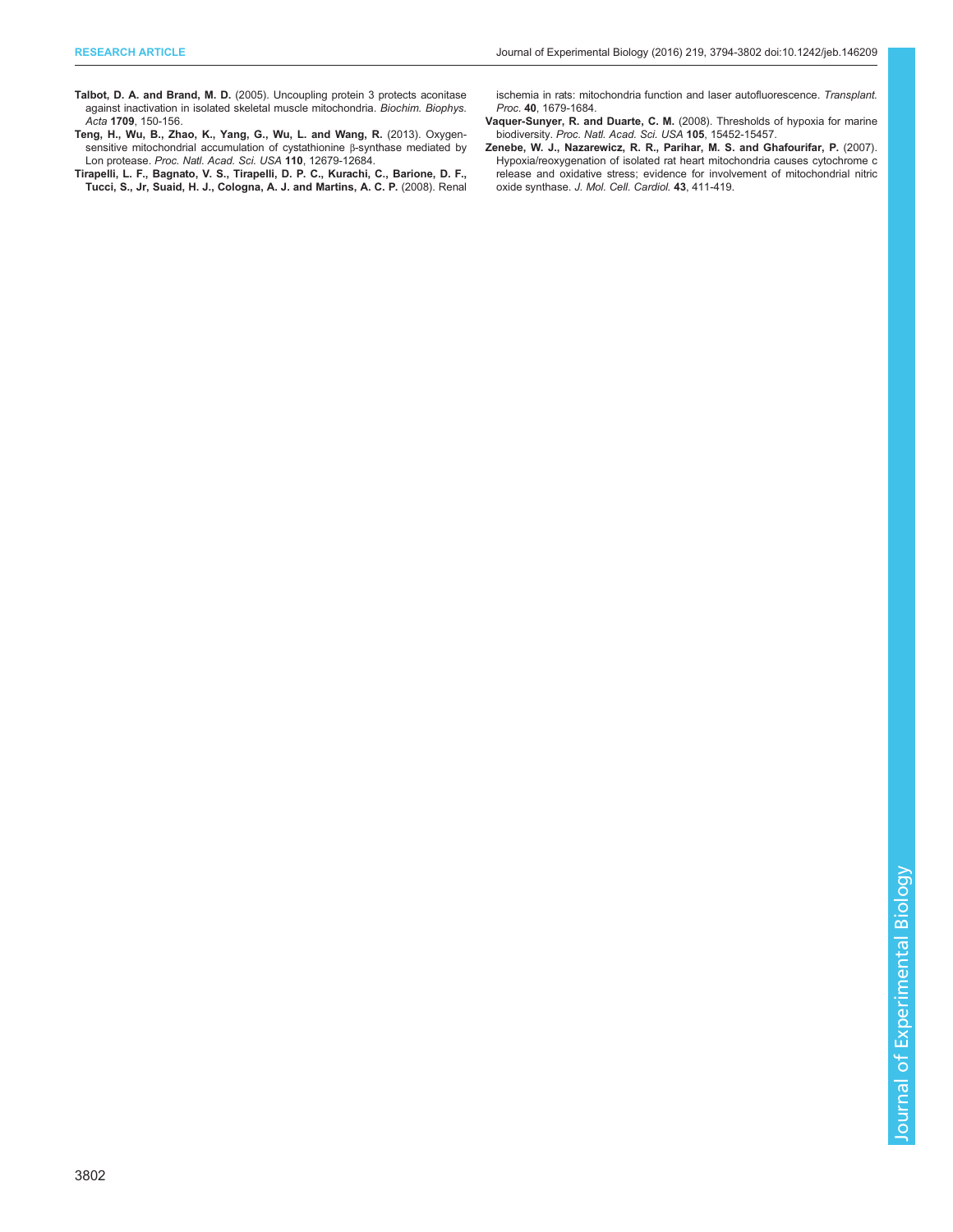**Talbot, D. A. and Brand, M. D.** (2005). Uncoupling protein 3 protects aconitase against inactivation in isolated skeletal muscle mitochondria. *Biochim. Biophys. Acta* **1709**, 150-156.

**Teng, H., Wu, B., Zhao, K., Yang, G., Wu, L. and Wang, R.** (2013). Oxygen-sensitive mitochondrial accumulation of cystathionine β-synthase mediated by Lon protease. *Proc. Natl. Acad. Sci. USA* **110**, 12679-12684.

**Tirapelli, L. F., Bagnato, V. S., Tirapelli, D. P. C., Kurachi, C., Barione, D. F., Tucci, S., Jr, Suaid, H. J., Cologna, A. J. and Martins, A. C. P.** (2008). Renal ischemia in rats: mitochondria function and laser autofluorescence. *Transplant. Proc.* **40**, 1679-1684.

**Vaquer-Sunyer, R. and Duarte, C. M.** (2008). Thresholds of hypoxia for marine biodiversity. *Proc. Natl. Acad. Sci. USA* **105**, 15452-15457.

**Zenebe, W. J., Nazarewicz, R. R., Parihar, M. S. and Ghafourifar, P.** (2007). Hypoxia/reoxygenation of isolated rat heart mitochondria causes cytochrome c release and oxidative stress; evidence for involvement of mitochondrial nitric oxide synthase. *J. Mol. Cell. Cardiol.* **43**, 411-419.